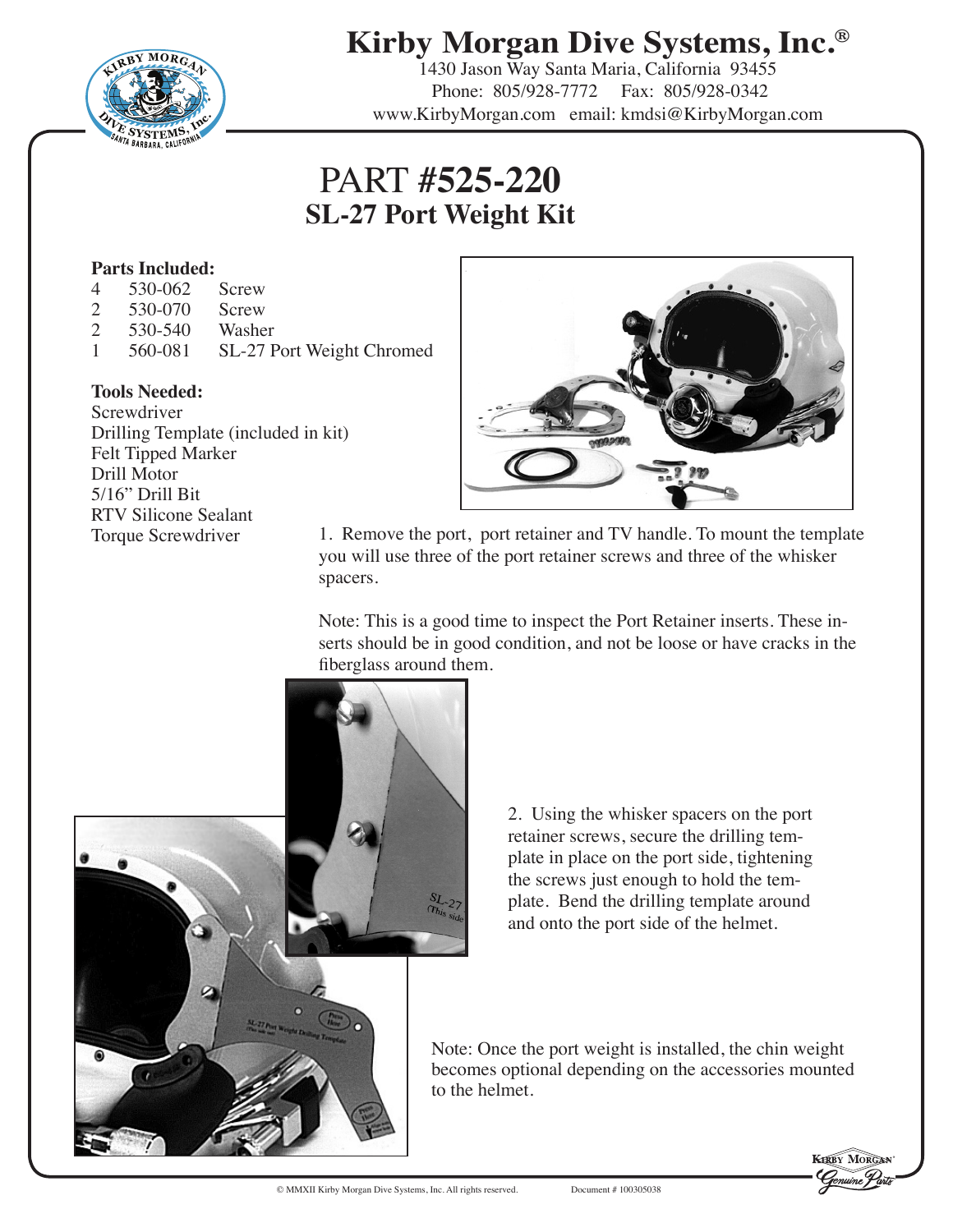# Kirby Morgan Dive Systems, Inc.®

1430 Jason Way Santa Maria, California 93455
Phone: 805/928-7772 Fax: 805/928-0342
www.KirbyMorgan.com email: kmdsi@KirbyMorgan.com

## PART #525-220
## SL-27 Port Weight Kit

**Parts Included:**

| | | |
|---|---|---|
| 4 | 530-062 | Screw |
| 2 | 530-070 | Screw |
| 2 | 530-540 | Washer |
| 1 | 560-081 | SL-27 Port Weight Chromed |

**Tools Needed:**

Screwdriver
Drilling Template (included in kit)
Felt Tipped Marker
Drill Motor
5/16" Drill Bit
RTV Silicone Sealant
Torque Screwdriver

1. Remove the port, port retainer and TV handle. To mount the template you will use three of the port retainer screws and three of the whisker spacers.

Note: This is a good time to inspect the Port Retainer inserts. These inserts should be in good condition, and not be loose or have cracks in the fiberglass around them.

2. Using the whisker spacers on the port retainer screws, secure the drilling template in place on the port side, tightening the screws just enough to hold the template. Bend the drilling template around and onto the port side of the helmet.

Note: Once the port weight is installed, the chin weight becomes optional depending on the accessories mounted to the helmet.

© MMXII Kirby Morgan Dive Systems, Inc. All rights reserved. Document # 100305038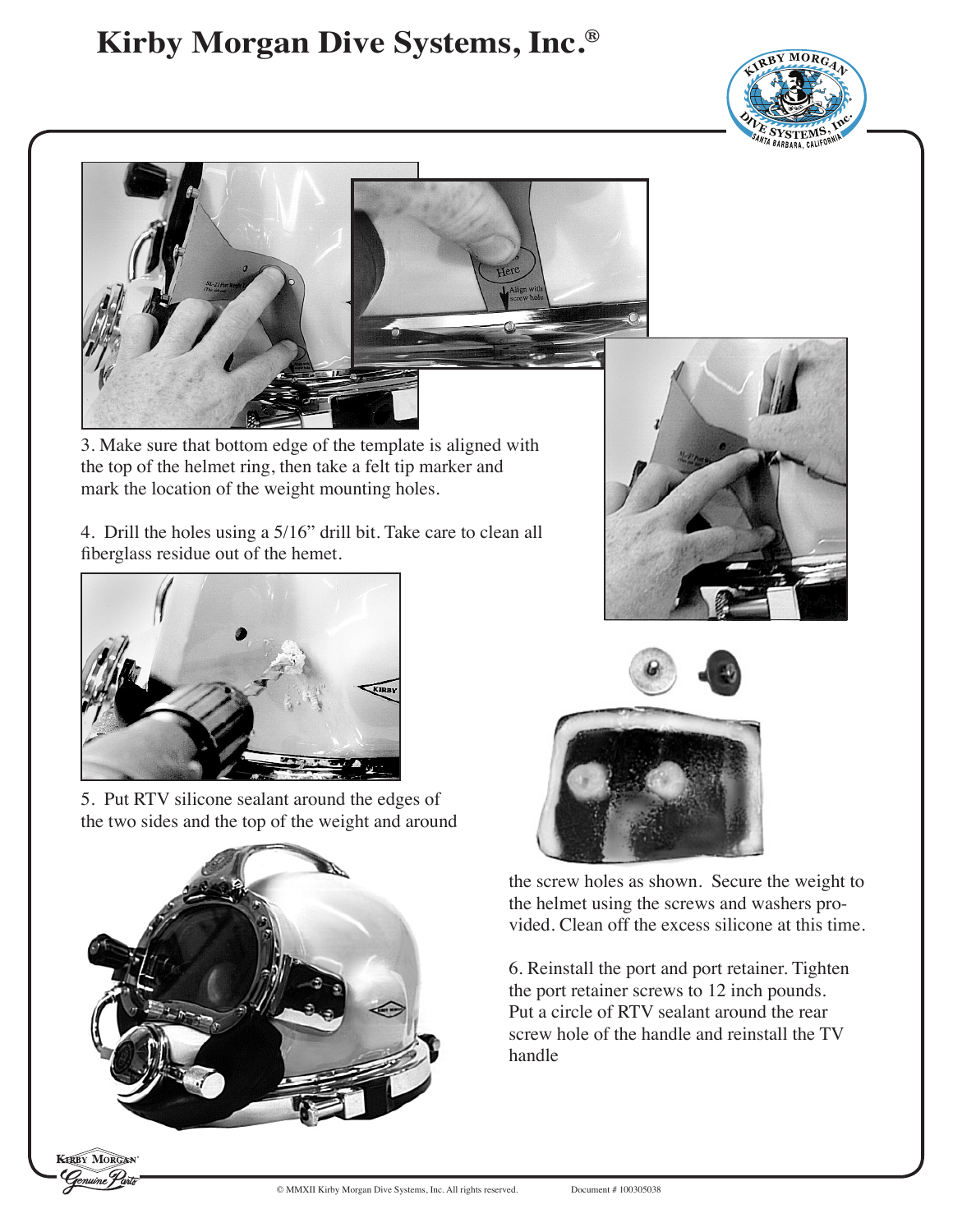3. Make sure that bottom edge of the template is aligned with the top of the helmet ring, then take a felt tip marker and mark the location of the weight mounting holes.

4. Drill the holes using a 5/16" drill bit. Take care to clean all fiberglass residue out of the hemet.

5. Put RTV silicone sealant around the edges of the two sides and the top of the weight and around the screw holes as shown. Secure the weight to the helmet using the screws and washers provided. Clean off the excess silicone at this time.

6. Reinstall the port and port retainer. Tighten the port retainer screws to 12 inch pounds. Put a circle of RTV sealant around the rear screw hole of the handle and reinstall the TV handle

© MMXII Kirby Morgan Dive Systems, Inc. All rights reserved. Document # 100305038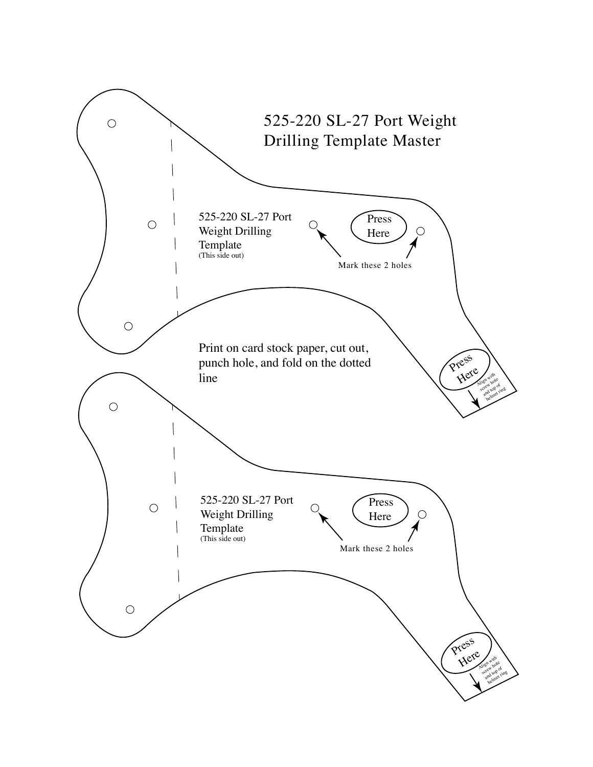# 525-220 SL-27 Port Weight Drilling Template Master

525-220 SL-27 Port Weight Drilling Template
(This side out)

Press Here

Mark these 2 holes

Press Here

Align with screw hole and top of helmet ring

Print on card stock paper, cut out, punch hole, and fold on the dotted line

525-220 SL-27 Port Weight Drilling Template
(This side out)

Press Here

Mark these 2 holes

Press Here

Align with screw hole and top of helmet ring